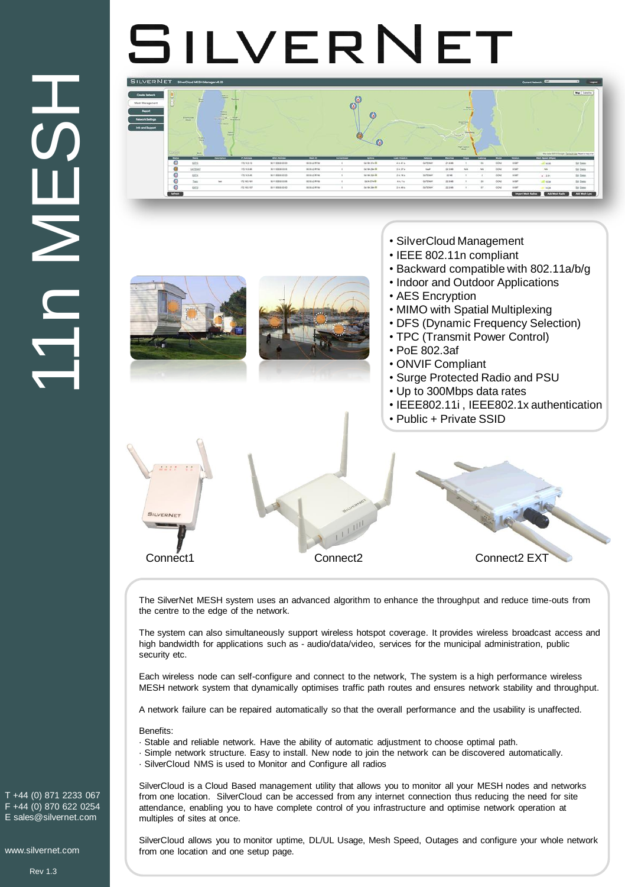# SILVERNET

## 11n MESH

- SilverCloud Management
- IEEE 802.11n compliant
- Backward compatible with 802.11a/b/g
- Indoor and Outdoor Applications
- AES Encryption
- MIMO with Spatial Multiplexing
- DFS (Dynamic Frequency Selection)
- TPC (Transmit Power Control)
- PoE 802.3af
- ONVIF Compliant
- Surge Protected Radio and PSU
- Up to 300Mbps data rates
- IEEE802.11i , IEEE802.1x authentication
- Public + Private SSID

Connect1

Connect2

Connect2 EXT

The SilverNet MESH system uses an advanced algorithm to enhance the throughput and reduce time-outs from the centre to the edge of the network.

The system can also simultaneously support wireless hotspot coverage. It provides wireless broadcast access and high bandwidth for applications such as - audio/data/video, services for the municipal administration, public security etc.

Each wireless node can self-configure and connect to the network, The system is a high performance wireless MESH network system that dynamically optimises traffic path routes and ensures network stability and throughput.

A network failure can be repaired automatically so that the overall performance and the usability is unaffected.

Benefits:
· Stable and reliable network. Have the ability of automatic adjustment to choose optimal path.
· Simple network structure. Easy to install. New node to join the network can be discovered automatically.
· SilverCloud NMS is used to Monitor and Configure all radios

SilverCloud is a Cloud Based management utility that allows you to monitor all your MESH nodes and networks from one location. SilverCloud can be accessed from any internet connection thus reducing the need for site attendance, enabling you to have complete control of you infrastructure and optimise network operation at multiples of sites at once.

SilverCloud allows you to monitor uptime, DL/UL Usage, Mesh Speed, Outages and configure your whole network from one location and one setup page.

T +44 (0) 871 2233 067
F +44 (0) 870 622 0254
E sales@silvernet.com

www.silvernet.com

Rev 1.3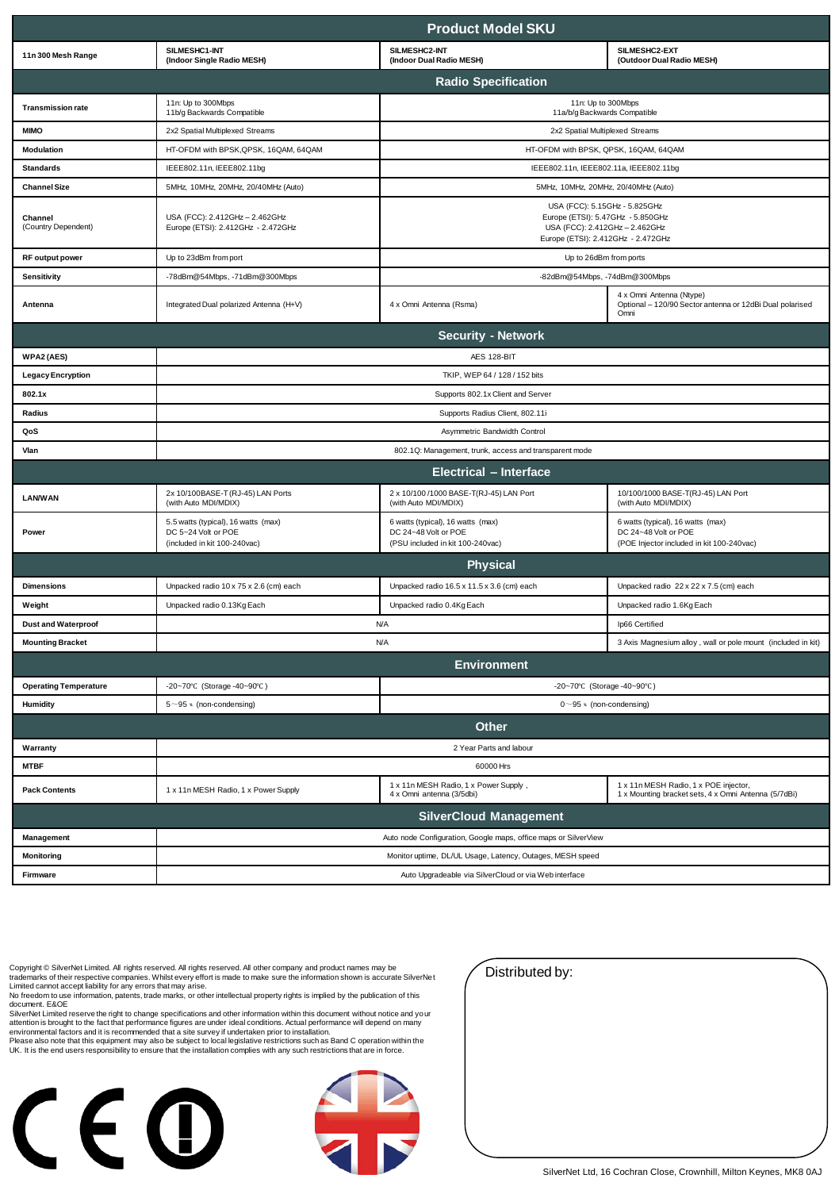| Product Model SKU | | | |
|---|---|---|---|
| 11n 300 Mesh Range | SILMESHC1-INT (Indoor Single Radio MESH) | SILMESHC2-INT (Indoor Dual Radio MESH) | SILMESHC2-EXT (Outdoor Dual Radio MESH) |
| **Radio Specification** | | | |
| Transmission rate | 11n: Up to 300Mbps 11b/g Backwards Compatible | 11n: Up to 300Mbps 11a/b/g Backwards Compatible | |
| MIMO | 2x2 Spatial Multiplexed Streams | 2x2 Spatial Multiplexed Streams | |
| Modulation | HT-OFDM with BPSK,QPSK, 16QAM, 64QAM | HT-OFDM with BPSK, QPSK, 16QAM, 64QAM | |
| Standards | IEEE802.11n, IEEE802.11bg | IEEE802.11n, IEEE802.11a, IEEE802.11bg | |
| Channel Size | 5MHz, 10MHz, 20MHz, 20/40MHz (Auto) | 5MHz, 10MHz, 20MHz, 20/40MHz (Auto) | |
| Channel (Country Dependent) | USA (FCC): 2.412GHz – 2.462GHz Europe (ETSI): 2.412GHz - 2.472GHz | USA (FCC): 5.15GHz - 5.825GHz Europe (ETSI): 5.47GHz - 5.850GHz USA (FCC): 2.412GHz – 2.462GHz Europe (ETSI): 2.412GHz - 2.472GHz | |
| RF output power | Up to 23dBm from port | Up to 26dBm from ports | |
| Sensitivity | -78dBm@54Mbps, -71dBm@300Mbps | -82dBm@54Mbps, -74dBm@300Mbps | |
| Antenna | Integrated Dual polarized Antenna (H+V) | 4 x Omni Antenna (Rsma) | 4 x Omni Antenna (Ntype) Optional – 120/90 Sector antenna or 12dBi Dual polarised Omni |
| **Security - Network** | | | |
| WPA2 (AES) | AES 128-BIT | | |
| Legacy Encryption | TKIP, WEP 64 / 128 / 152 bits | | |
| 802.1x | Supports 802.1x Client and Server | | |
| Radius | Supports Radius Client, 802.11i | | |
| QoS | Asymmetric Bandwidth Control | | |
| Vlan | 802.1Q: Management, trunk, access and transparent mode | | |
| **Electrical – Interface** | | | |
| LAN/WAN | 2x 10/100BASE-T (RJ-45) LAN Ports (with Auto MDI/MDIX) | 2 x 10/100 /1000 BASE-T(RJ-45) LAN Port (with Auto MDI/MDIX) | 10/100/1000 BASE-T(RJ-45) LAN Port (with Auto MDI/MDIX) |
| Power | 5.5 watts (typical), 16 watts (max) DC 5~24 Volt or POE (included in kit 100-240vac) | 6 watts (typical), 16 watts (max) DC 24~48 Volt or POE (PSU included in kit 100-240vac) | 6 watts (typical), 16 watts (max) DC 24~48 Volt or POE (POE Injector included in kit 100-240vac) |
| **Physical** | | | |
| Dimensions | Unpacked radio 10 x 75 x 2.6 (cm) each | Unpacked radio 16.5 x 11.5 x 3.6 (cm) each | Unpacked radio 22 x 22 x 7.5 (cm) each |
| Weight | Unpacked radio 0.13Kg Each | Unpacked radio 0.4Kg Each | Unpacked radio 1.6Kg Each |
| Dust and Waterproof | N/A | | Ip66 Certified |
| Mounting Bracket | N/A | | 3 Axis Magnesium alloy , wall or pole mount (included in kit) |
| **Environment** | | | |
| Operating Temperature | -20~70℃ (Storage -40~90℃) | -20~70℃ (Storage -40~90℃) | |
| Humidity | 5～95％ (non-condensing) | 0～95％ (non-condensing) | |
| **Other** | | | |
| Warranty | 2 Year Parts and labour | | |
| MTBF | 60000 Hrs | | |
| Pack Contents | 1 x 11n MESH Radio, 1 x Power Supply | 1 x 11n MESH Radio, 1 x Power Supply , 4 x Omni antenna (3/5dbi) | 1 x 11n MESH Radio, 1 x POE injector, 1 x Mounting bracket sets, 4 x Omni Antenna (5/7dBi) |
| **SilverCloud Management** | | | |
| Management | Auto node Configuration, Google maps, office maps or SilverView | | |
| Monitoring | Monitor uptime, DL/UL Usage, Latency, Outages, MESH speed | | |
| Firmware | Auto Upgradeable via SilverCloud or via Web interface | | |

Copyright © SilverNet Limited. All rights reserved. All rights reserved. All other company and product names may be trademarks of their respective companies. Whilst every effort is made to make sure the information shown is accurate SilverNet Limited cannot accept liability for any errors that may arise.
No freedom to use information, patents, trade marks, or other intellectual property rights is implied by the publication of this document. E&OE
SilverNet Limited reserve the right to change specifications and other information within this document without notice and your attention is brought to the fact that performance figures are under ideal conditions. Actual performance will depend on many environmental factors and it is recommended that a site survey if undertaken prior to installation.
Please also note that this equipment may also be subject to local legislative restrictions such as Band C operation within the UK. It is the end users responsibility to ensure that the installation complies with any such restrictions that are in force.

Distributed by:

SilverNet Ltd, 16 Cochran Close, Crownhill, Milton Keynes, MK8 0AJ